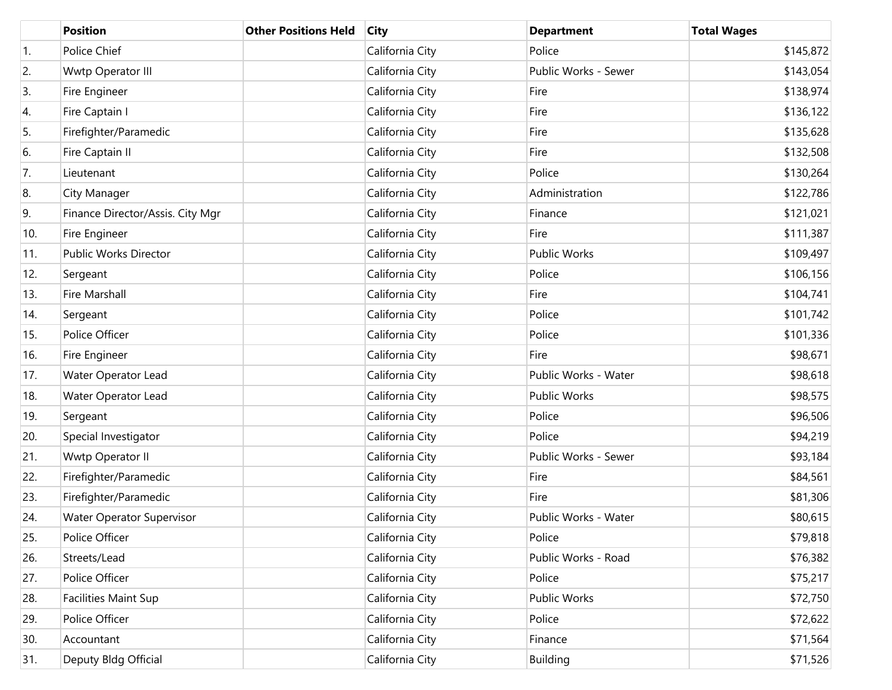| | Position | Other Positions Held | City | Department | Total Wages |
|---|---|---|---|---|---|
| 1. | Police Chief | | California City | Police | $145,872 |
| 2. | Wwtp Operator III | | California City | Public Works - Sewer | $143,054 |
| 3. | Fire Engineer | | California City | Fire | $138,974 |
| 4. | Fire Captain I | | California City | Fire | $136,122 |
| 5. | Firefighter/Paramedic | | California City | Fire | $135,628 |
| 6. | Fire Captain II | | California City | Fire | $132,508 |
| 7. | Lieutenant | | California City | Police | $130,264 |
| 8. | City Manager | | California City | Administration | $122,786 |
| 9. | Finance Director/Assis. City Mgr | | California City | Finance | $121,021 |
| 10. | Fire Engineer | | California City | Fire | $111,387 |
| 11. | Public Works Director | | California City | Public Works | $109,497 |
| 12. | Sergeant | | California City | Police | $106,156 |
| 13. | Fire Marshall | | California City | Fire | $104,741 |
| 14. | Sergeant | | California City | Police | $101,742 |
| 15. | Police Officer | | California City | Police | $101,336 |
| 16. | Fire Engineer | | California City | Fire | $98,671 |
| 17. | Water Operator Lead | | California City | Public Works - Water | $98,618 |
| 18. | Water Operator Lead | | California City | Public Works | $98,575 |
| 19. | Sergeant | | California City | Police | $96,506 |
| 20. | Special Investigator | | California City | Police | $94,219 |
| 21. | Wwtp Operator II | | California City | Public Works - Sewer | $93,184 |
| 22. | Firefighter/Paramedic | | California City | Fire | $84,561 |
| 23. | Firefighter/Paramedic | | California City | Fire | $81,306 |
| 24. | Water Operator Supervisor | | California City | Public Works - Water | $80,615 |
| 25. | Police Officer | | California City | Police | $79,818 |
| 26. | Streets/Lead | | California City | Public Works - Road | $76,382 |
| 27. | Police Officer | | California City | Police | $75,217 |
| 28. | Facilities Maint Sup | | California City | Public Works | $72,750 |
| 29. | Police Officer | | California City | Police | $72,622 |
| 30. | Accountant | | California City | Finance | $71,564 |
| 31. | Deputy Bldg Official | | California City | Building | $71,526 |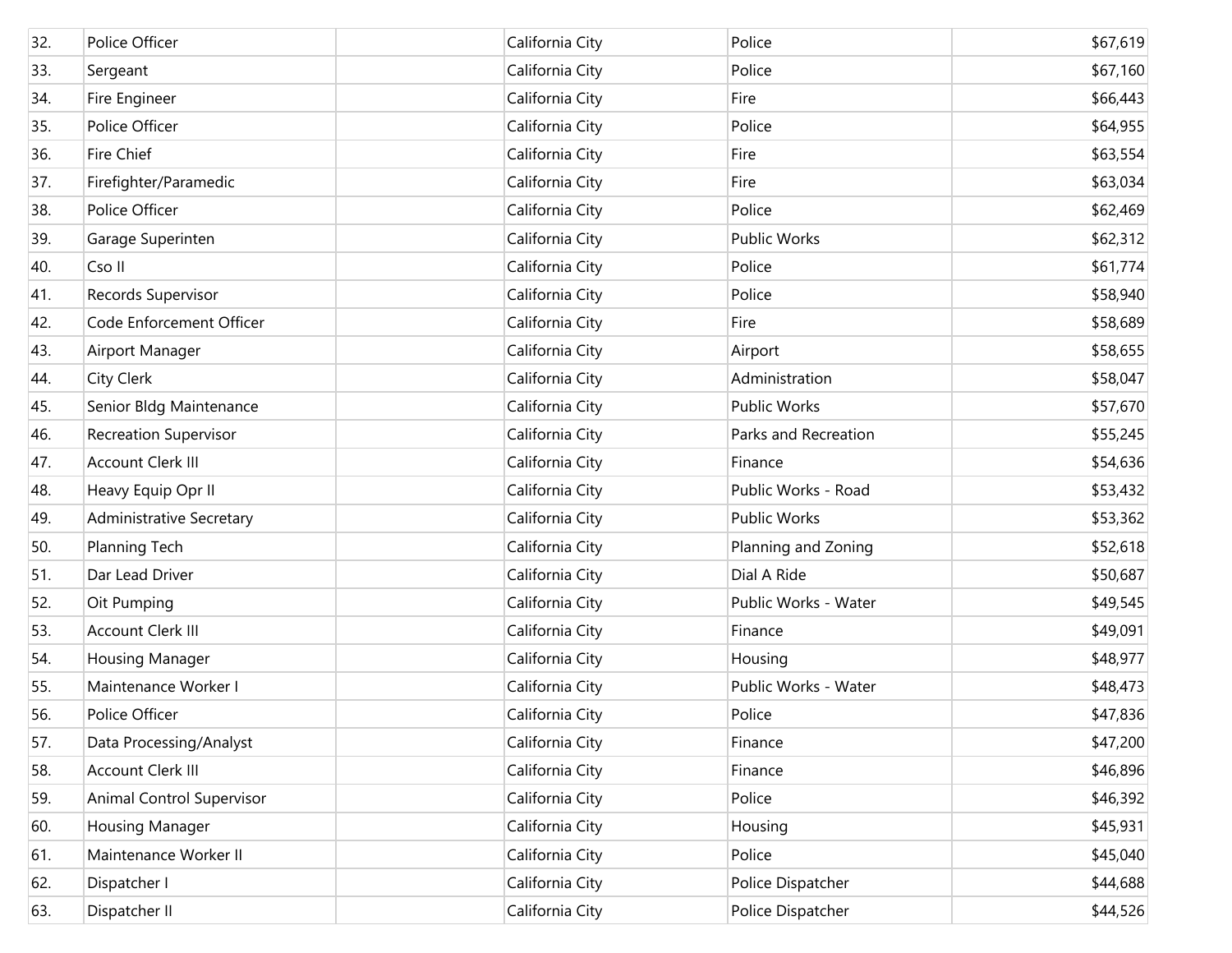| | | | | | |
|---|---|---|---|---|---|
| 32. | Police Officer | | California City | Police | $67,619 |
| 33. | Sergeant | | California City | Police | $67,160 |
| 34. | Fire Engineer | | California City | Fire | $66,443 |
| 35. | Police Officer | | California City | Police | $64,955 |
| 36. | Fire Chief | | California City | Fire | $63,554 |
| 37. | Firefighter/Paramedic | | California City | Fire | $63,034 |
| 38. | Police Officer | | California City | Police | $62,469 |
| 39. | Garage Superinten | | California City | Public Works | $62,312 |
| 40. | Cso II | | California City | Police | $61,774 |
| 41. | Records Supervisor | | California City | Police | $58,940 |
| 42. | Code Enforcement Officer | | California City | Fire | $58,689 |
| 43. | Airport Manager | | California City | Airport | $58,655 |
| 44. | City Clerk | | California City | Administration | $58,047 |
| 45. | Senior Bldg Maintenance | | California City | Public Works | $57,670 |
| 46. | Recreation Supervisor | | California City | Parks and Recreation | $55,245 |
| 47. | Account Clerk III | | California City | Finance | $54,636 |
| 48. | Heavy Equip Opr II | | California City | Public Works - Road | $53,432 |
| 49. | Administrative Secretary | | California City | Public Works | $53,362 |
| 50. | Planning Tech | | California City | Planning and Zoning | $52,618 |
| 51. | Dar Lead Driver | | California City | Dial A Ride | $50,687 |
| 52. | Oit Pumping | | California City | Public Works - Water | $49,545 |
| 53. | Account Clerk III | | California City | Finance | $49,091 |
| 54. | Housing Manager | | California City | Housing | $48,977 |
| 55. | Maintenance Worker I | | California City | Public Works - Water | $48,473 |
| 56. | Police Officer | | California City | Police | $47,836 |
| 57. | Data Processing/Analyst | | California City | Finance | $47,200 |
| 58. | Account Clerk III | | California City | Finance | $46,896 |
| 59. | Animal Control Supervisor | | California City | Police | $46,392 |
| 60. | Housing Manager | | California City | Housing | $45,931 |
| 61. | Maintenance Worker II | | California City | Police | $45,040 |
| 62. | Dispatcher I | | California City | Police Dispatcher | $44,688 |
| 63. | Dispatcher II | | California City | Police Dispatcher | $44,526 |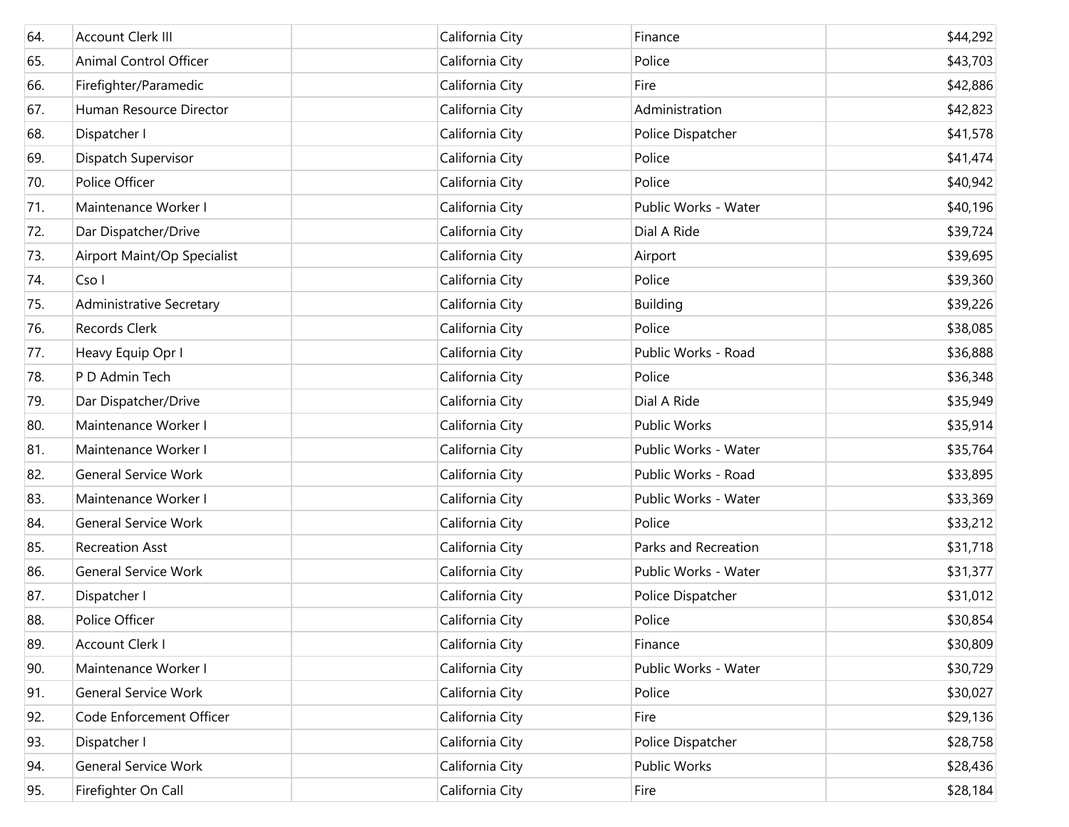| | | | | | |
|---|---|---|---|---|---|
| 64. | Account Clerk III | | California City | Finance | $44,292 |
| 65. | Animal Control Officer | | California City | Police | $43,703 |
| 66. | Firefighter/Paramedic | | California City | Fire | $42,886 |
| 67. | Human Resource Director | | California City | Administration | $42,823 |
| 68. | Dispatcher I | | California City | Police Dispatcher | $41,578 |
| 69. | Dispatch Supervisor | | California City | Police | $41,474 |
| 70. | Police Officer | | California City | Police | $40,942 |
| 71. | Maintenance Worker I | | California City | Public Works - Water | $40,196 |
| 72. | Dar Dispatcher/Drive | | California City | Dial A Ride | $39,724 |
| 73. | Airport Maint/Op Specialist | | California City | Airport | $39,695 |
| 74. | Cso I | | California City | Police | $39,360 |
| 75. | Administrative Secretary | | California City | Building | $39,226 |
| 76. | Records Clerk | | California City | Police | $38,085 |
| 77. | Heavy Equip Opr I | | California City | Public Works - Road | $36,888 |
| 78. | P D Admin Tech | | California City | Police | $36,348 |
| 79. | Dar Dispatcher/Drive | | California City | Dial A Ride | $35,949 |
| 80. | Maintenance Worker I | | California City | Public Works | $35,914 |
| 81. | Maintenance Worker I | | California City | Public Works - Water | $35,764 |
| 82. | General Service Work | | California City | Public Works - Road | $33,895 |
| 83. | Maintenance Worker I | | California City | Public Works - Water | $33,369 |
| 84. | General Service Work | | California City | Police | $33,212 |
| 85. | Recreation Asst | | California City | Parks and Recreation | $31,718 |
| 86. | General Service Work | | California City | Public Works - Water | $31,377 |
| 87. | Dispatcher I | | California City | Police Dispatcher | $31,012 |
| 88. | Police Officer | | California City | Police | $30,854 |
| 89. | Account Clerk I | | California City | Finance | $30,809 |
| 90. | Maintenance Worker I | | California City | Public Works - Water | $30,729 |
| 91. | General Service Work | | California City | Police | $30,027 |
| 92. | Code Enforcement Officer | | California City | Fire | $29,136 |
| 93. | Dispatcher I | | California City | Police Dispatcher | $28,758 |
| 94. | General Service Work | | California City | Public Works | $28,436 |
| 95. | Firefighter On Call | | California City | Fire | $28,184 |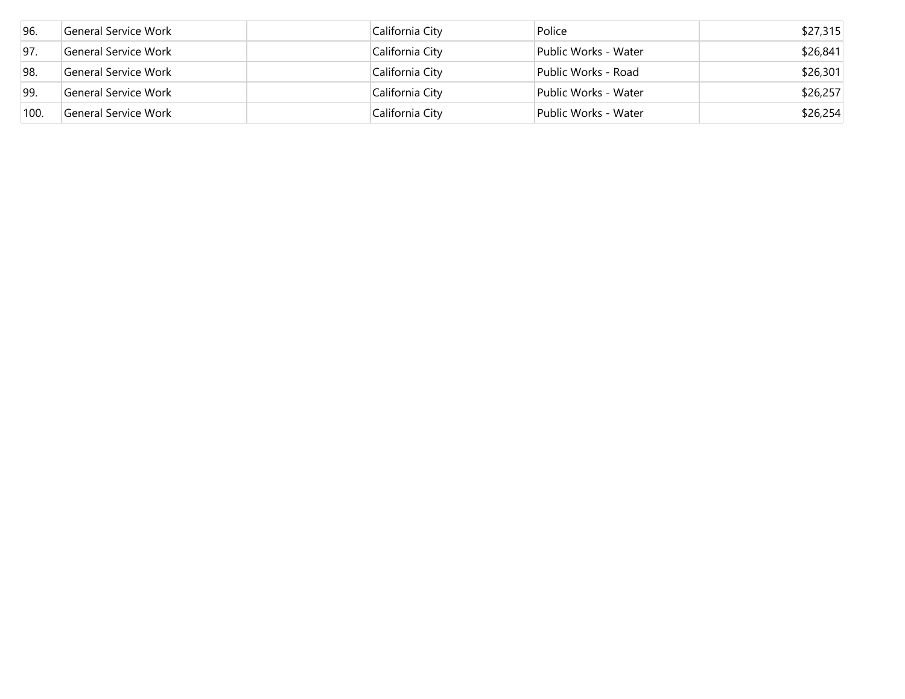| | | | | | |
|---|---|---|---|---|---|
| 96. | General Service Work | | California City | Police | $27,315 |
| 97. | General Service Work | | California City | Public Works - Water | $26,841 |
| 98. | General Service Work | | California City | Public Works - Road | $26,301 |
| 99. | General Service Work | | California City | Public Works - Water | $26,257 |
| 100. | General Service Work | | California City | Public Works - Water | $26,254 |